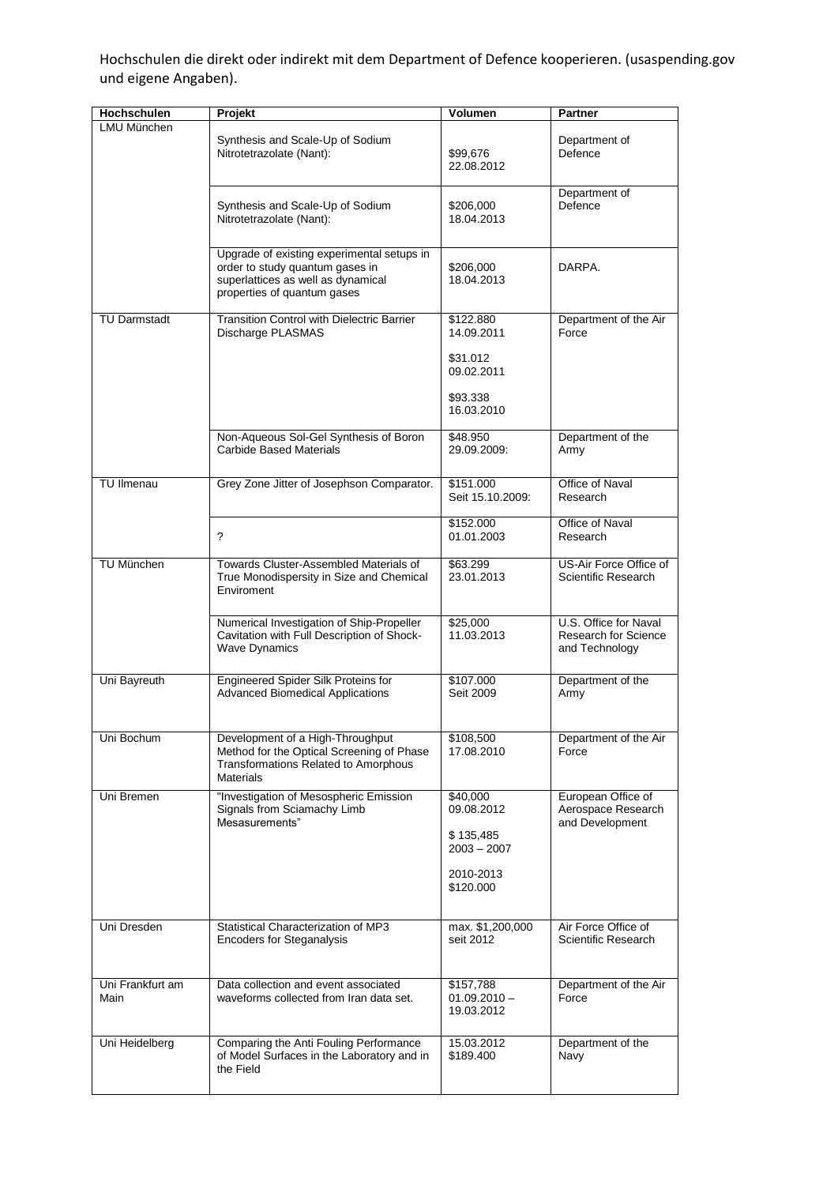Hochschulen die direkt oder indirekt mit dem Department of Defence kooperieren. (usaspending.gov und eigene Angaben).

| Hochschulen | Projekt | Volumen | Partner |
|---|---|---|---|
| LMU München | Synthesis and Scale-Up of Sodium Nitrotetrazolate (Nant): | $99,676<br>22.08.2012 | Department of Defence |
| | Synthesis and Scale-Up of Sodium Nitrotetrazolate (Nant): | $206,000<br>18.04.2013 | Department of Defence |
| | Upgrade of existing experimental setups in order to study quantum gases in superlattices as well as dynamical properties of quantum gases | $206,000<br>18.04.2013 | DARPA. |
| TU Darmstadt | Transition Control with Dielectric Barrier Discharge PLASMAS | $122.880<br>14.09.2011<br><br>$31.012<br>09.02.2011<br><br>$93.338<br>16.03.2010 | Department of the Air Force |
| | Non-Aqueous Sol-Gel Synthesis of Boron Carbide Based Materials | $48.950<br>29.09.2009: | Department of the Army |
| TU Ilmenau | Grey Zone Jitter of Josephson Comparator. | $151.000<br>Seit 15.10.2009: | Office of Naval Research |
| | ? | $152.000<br>01.01.2003 | Office of Naval Research |
| TU München | Towards Cluster-Assembled Materials of True Monodispersity in Size and Chemical Enviroment | $63.299<br>23.01.2013 | US-Air Force Office of Scientific Research |
| | Numerical Investigation of Ship-Propeller Cavitation with Full Description of Shock-Wave Dynamics | $25,000<br>11.03.2013 | U.S. Office for Naval Research for Science and Technology |
| Uni Bayreuth | Engineered Spider Silk Proteins for Advanced Biomedical Applications | $107.000<br>Seit 2009 | Department of the Army |
| Uni Bochum | Development of a High-Throughput Method for the Optical Screening of Phase Transformations Related to Amorphous Materials | $108,500<br>17.08.2010 | Department of the Air Force |
| Uni Bremen | "Investigation of Mesospheric Emission Signals from Sciamachy Limb Mesasurements" | $40,000<br>09.08.2012<br><br>$ 135,485<br>2003 – 2007<br><br>2010-2013<br>$120.000 | European Office of Aerospace Research and Development |
| Uni Dresden | Statistical Characterization of MP3 Encoders for Steganalysis | max. $1,200,000<br>seit 2012 | Air Force Office of Scientific Research |
| Uni Frankfurt am Main | Data collection and event associated waveforms collected from Iran data set. | $157,788<br>01.09.2010 –<br>19.03.2012 | Department of the Air Force |
| Uni Heidelberg | Comparing the Anti Fouling Performance of Model Surfaces in the Laboratory and in the Field | 15.03.2012<br>$189.400 | Department of the Navy |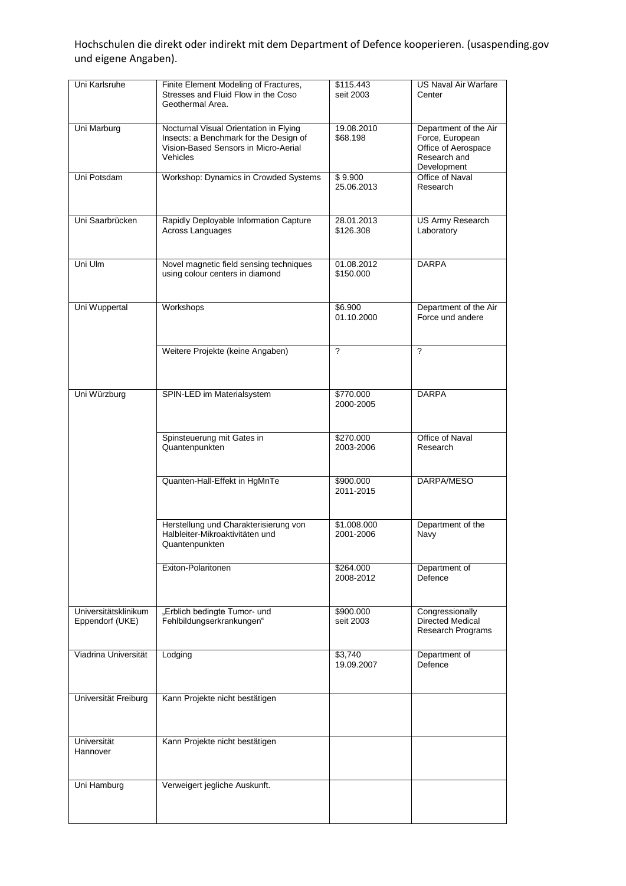Hochschulen die direkt oder indirekt mit dem Department of Defence kooperieren. (usaspending.gov und eigene Angaben).

| | | | |
|---|---|---|---|
| Uni Karlsruhe | Finite Element Modeling of Fractures, Stresses and Fluid Flow in the Coso Geothermal Area. | \$115.443 seit 2003 | US Naval Air Warfare Center |
| Uni Marburg | Nocturnal Visual Orientation in Flying Insects: a Benchmark for the Design of Vision-Based Sensors in Micro-Aerial Vehicles | 19.08.2010 \$68.198 | Department of the Air Force, European Office of Aerospace Research and Development |
| Uni Potsdam | Workshop: Dynamics in Crowded Systems | \$ 9.900 25.06.2013 | Office of Naval Research |
| Uni Saarbrücken | Rapidly Deployable Information Capture Across Languages | 28.01.2013 \$126.308 | US Army Research Laboratory |
| Uni Ulm | Novel magnetic field sensing techniques using colour centers in diamond | 01.08.2012 \$150.000 | DARPA |
| Uni Wuppertal | Workshops | \$6.900 01.10.2000 | Department of the Air Force und andere |
| | Weitere Projekte (keine Angaben) | ? | ? |
| Uni Würzburg | SPIN-LED im Materialsystem | \$770.000 2000-2005 | DARPA |
| | Spinsteuerung mit Gates in Quantenpunkten | \$270.000 2003-2006 | Office of Naval Research |
| | Quanten-Hall-Effekt in HgMnTe | \$900.000 2011-2015 | DARPA/MESO |
| | Herstellung und Charakterisierung von Halbleiter-Mikroaktivitäten und Quantenpunkten | \$1.008.000 2001-2006 | Department of the Navy |
| | Exiton-Polaritonen | \$264.000 2008-2012 | Department of Defence |
| Universitätsklinikum Eppendorf (UKE) | „Erblich bedingte Tumor- und Fehlbildungserkrankungen" | \$900.000 seit 2003 | Congressionally Directed Medical Research Programs |
| Viadrina Universität | Lodging | \$3,740 19.09.2007 | Department of Defence |
| Universität Freiburg | Kann Projekte nicht bestätigen | | |
| Universität Hannover | Kann Projekte nicht bestätigen | | |
| Uni Hamburg | Verweigert jegliche Auskunft. | | |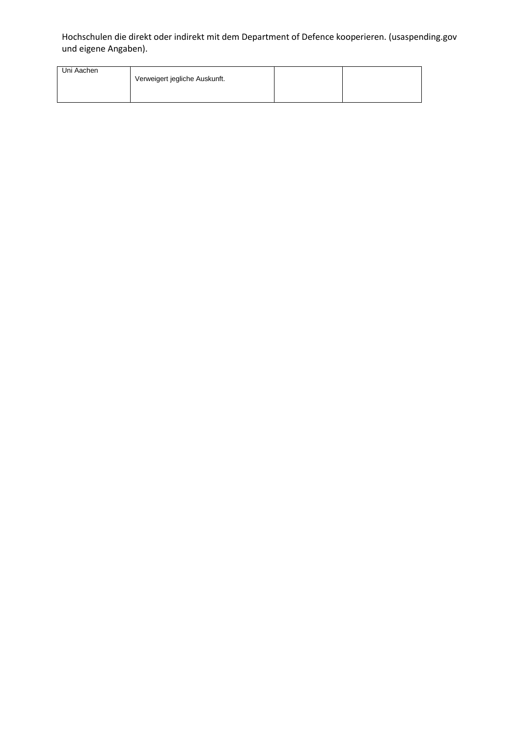Hochschulen die direkt oder indirekt mit dem Department of Defence kooperieren. (usaspending.gov und eigene Angaben).

| | | | |
|---|---|---|---|
| Uni Aachen | Verweigert jegliche Auskunft. | | |